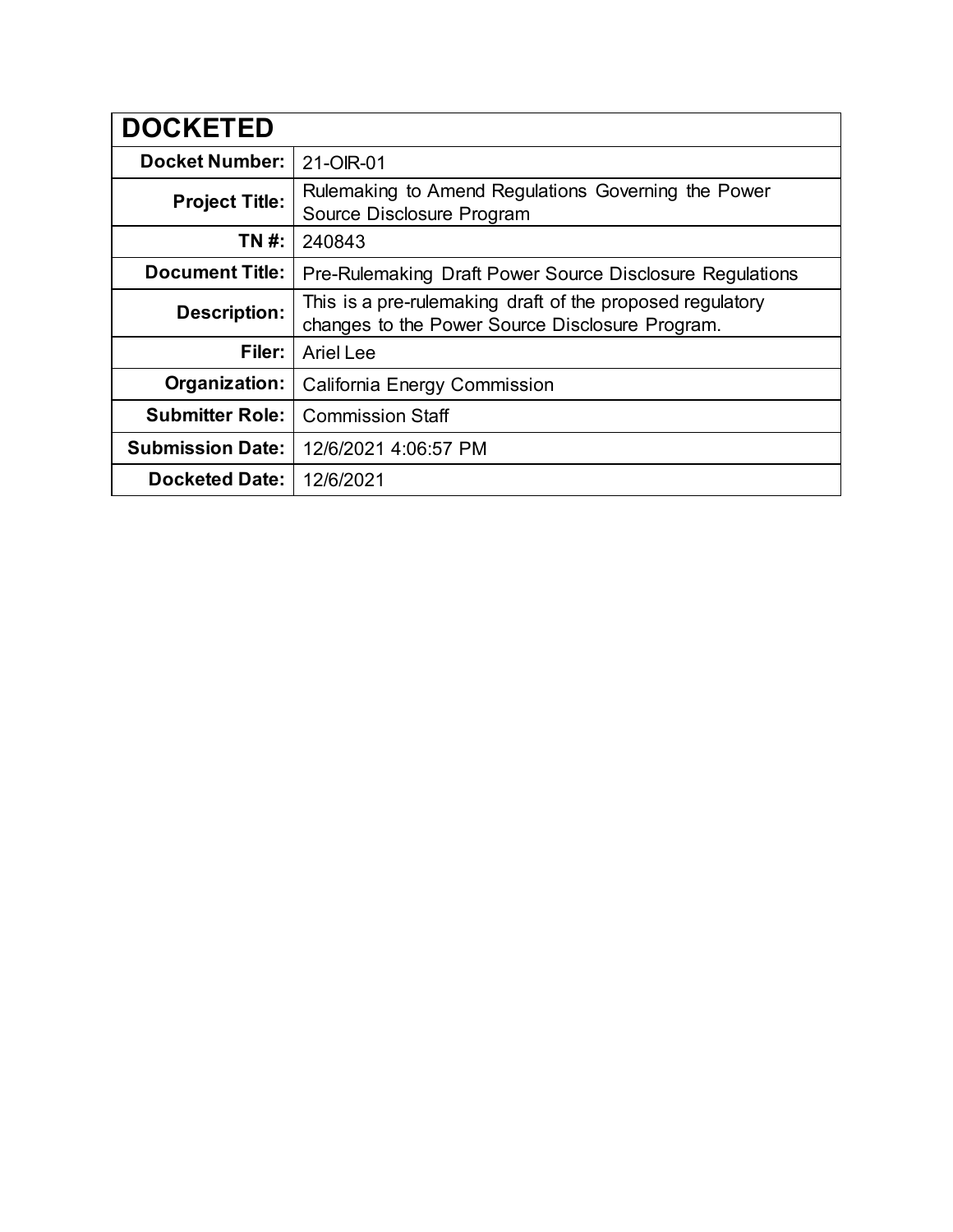| DOCKETED | |
|---|---|
| **Docket Number:** | 21-OIR-01 |
| **Project Title:** | Rulemaking to Amend Regulations Governing the Power Source Disclosure Program |
| **TN #:** | 240843 |
| **Document Title:** | Pre-Rulemaking Draft Power Source Disclosure Regulations |
| **Description:** | This is a pre-rulemaking draft of the proposed regulatory changes to the Power Source Disclosure Program. |
| **Filer:** | Ariel Lee |
| **Organization:** | California Energy Commission |
| **Submitter Role:** | Commission Staff |
| **Submission Date:** | 12/6/2021 4:06:57 PM |
| **Docketed Date:** | 12/6/2021 |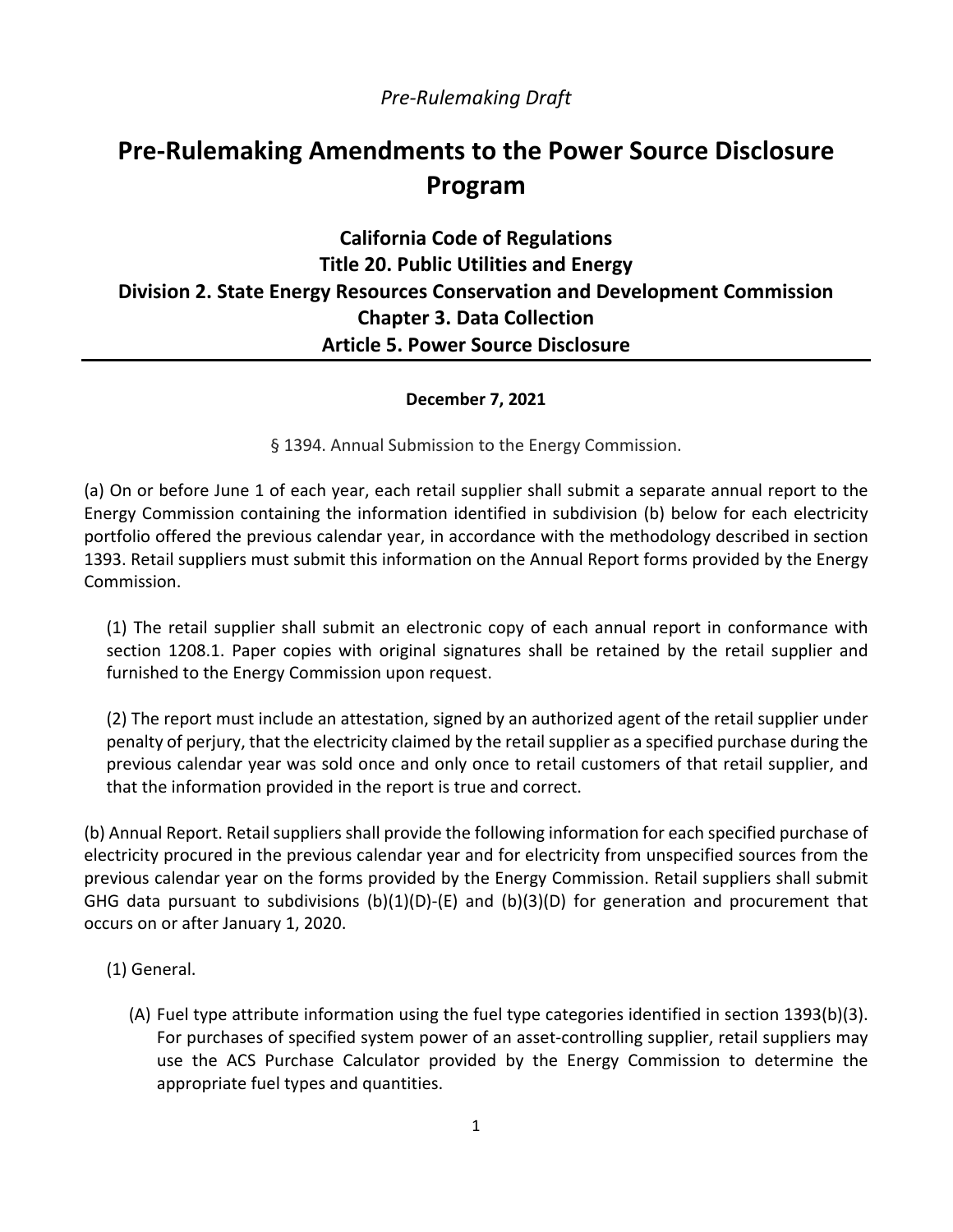*Pre-Rulemaking Draft*

# Pre-Rulemaking Amendments to the Power Source Disclosure Program

## California Code of Regulations
## Title 20. Public Utilities and Energy
## Division 2. State Energy Resources Conservation and Development Commission
## Chapter 3. Data Collection
## Article 5. Power Source Disclosure

**December 7, 2021**

§ 1394. Annual Submission to the Energy Commission.

(a) On or before June 1 of each year, each retail supplier shall submit a separate annual report to the Energy Commission containing the information identified in subdivision (b) below for each electricity portfolio offered the previous calendar year, in accordance with the methodology described in section 1393. Retail suppliers must submit this information on the Annual Report forms provided by the Energy Commission.

(1) The retail supplier shall submit an electronic copy of each annual report in conformance with section 1208.1. Paper copies with original signatures shall be retained by the retail supplier and furnished to the Energy Commission upon request.

(2) The report must include an attestation, signed by an authorized agent of the retail supplier under penalty of perjury, that the electricity claimed by the retail supplier as a specified purchase during the previous calendar year was sold once and only once to retail customers of that retail supplier, and that the information provided in the report is true and correct.

(b) Annual Report. Retail suppliers shall provide the following information for each specified purchase of electricity procured in the previous calendar year and for electricity from unspecified sources from the previous calendar year on the forms provided by the Energy Commission. Retail suppliers shall submit GHG data pursuant to subdivisions (b)(1)(D)-(E) and (b)(3)(D) for generation and procurement that occurs on or after January 1, 2020.

(1) General.

(A) Fuel type attribute information using the fuel type categories identified in section 1393(b)(3). For purchases of specified system power of an asset-controlling supplier, retail suppliers may use the ACS Purchase Calculator provided by the Energy Commission to determine the appropriate fuel types and quantities.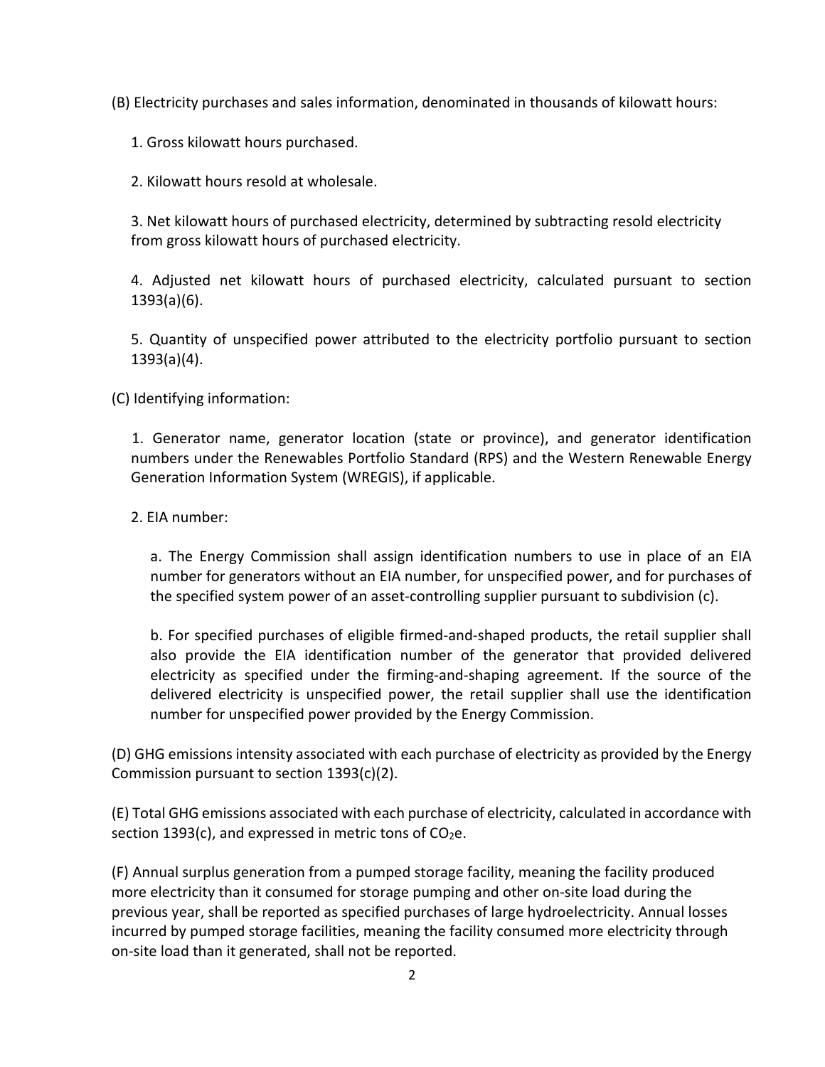(B) Electricity purchases and sales information, denominated in thousands of kilowatt hours:

1. Gross kilowatt hours purchased.

2. Kilowatt hours resold at wholesale.

3. Net kilowatt hours of purchased electricity, determined by subtracting resold electricity from gross kilowatt hours of purchased electricity.

4. Adjusted net kilowatt hours of purchased electricity, calculated pursuant to section 1393(a)(6).

5. Quantity of unspecified power attributed to the electricity portfolio pursuant to section 1393(a)(4).

(C) Identifying information:

1. Generator name, generator location (state or province), and generator identification numbers under the Renewables Portfolio Standard (RPS) and the Western Renewable Energy Generation Information System (WREGIS), if applicable.

2. EIA number:

a. The Energy Commission shall assign identification numbers to use in place of an EIA number for generators without an EIA number, for unspecified power, and for purchases of the specified system power of an asset-controlling supplier pursuant to subdivision (c).

b. For specified purchases of eligible firmed-and-shaped products, the retail supplier shall also provide the EIA identification number of the generator that provided delivered electricity as specified under the firming-and-shaping agreement. If the source of the delivered electricity is unspecified power, the retail supplier shall use the identification number for unspecified power provided by the Energy Commission.

(D) GHG emissions intensity associated with each purchase of electricity as provided by the Energy Commission pursuant to section 1393(c)(2).

(E) Total GHG emissions associated with each purchase of electricity, calculated in accordance with section 1393(c), and expressed in metric tons of $CO_2e$.

(F) Annual surplus generation from a pumped storage facility, meaning the facility produced more electricity than it consumed for storage pumping and other on-site load during the previous year, shall be reported as specified purchases of large hydroelectricity. Annual losses incurred by pumped storage facilities, meaning the facility consumed more electricity through on-site load than it generated, shall not be reported.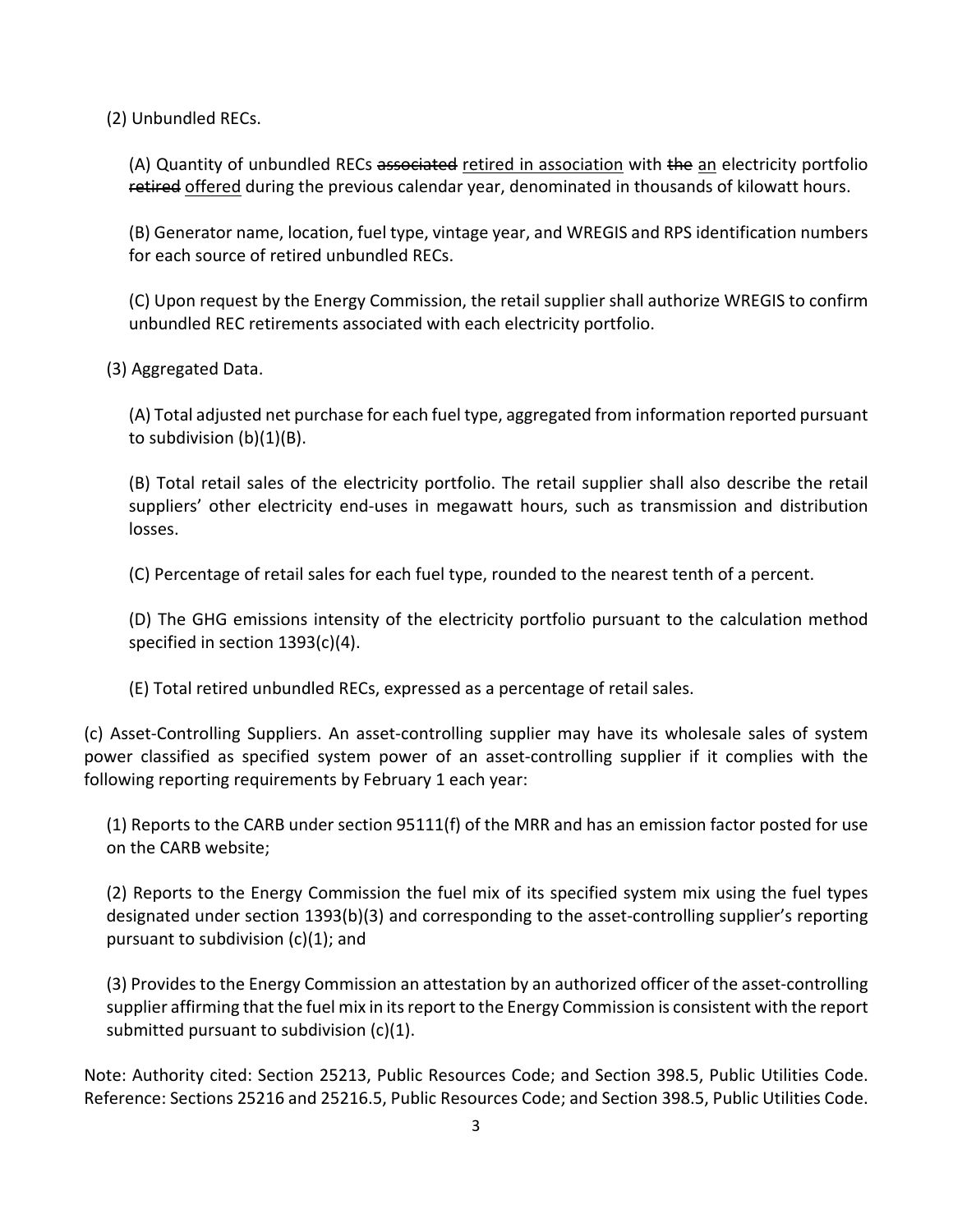(2) Unbundled RECs.

(A) Quantity of unbundled RECs ~~associated~~ <u>retired in association</u> with ~~the~~ <u>an</u> electricity portfolio ~~retired~~ <u>offered</u> during the previous calendar year, denominated in thousands of kilowatt hours.

(B) Generator name, location, fuel type, vintage year, and WREGIS and RPS identification numbers for each source of retired unbundled RECs.

(C) Upon request by the Energy Commission, the retail supplier shall authorize WREGIS to confirm unbundled REC retirements associated with each electricity portfolio.

(3) Aggregated Data.

(A) Total adjusted net purchase for each fuel type, aggregated from information reported pursuant to subdivision (b)(1)(B).

(B) Total retail sales of the electricity portfolio. The retail supplier shall also describe the retail suppliers' other electricity end-uses in megawatt hours, such as transmission and distribution losses.

(C) Percentage of retail sales for each fuel type, rounded to the nearest tenth of a percent.

(D) The GHG emissions intensity of the electricity portfolio pursuant to the calculation method specified in section 1393(c)(4).

(E) Total retired unbundled RECs, expressed as a percentage of retail sales.

(c) Asset-Controlling Suppliers. An asset-controlling supplier may have its wholesale sales of system power classified as specified system power of an asset-controlling supplier if it complies with the following reporting requirements by February 1 each year:

(1) Reports to the CARB under section 95111(f) of the MRR and has an emission factor posted for use on the CARB website;

(2) Reports to the Energy Commission the fuel mix of its specified system mix using the fuel types designated under section 1393(b)(3) and corresponding to the asset-controlling supplier's reporting pursuant to subdivision (c)(1); and

(3) Provides to the Energy Commission an attestation by an authorized officer of the asset-controlling supplier affirming that the fuel mix in its report to the Energy Commission is consistent with the report submitted pursuant to subdivision (c)(1).

Note: Authority cited: Section 25213, Public Resources Code; and Section 398.5, Public Utilities Code. Reference: Sections 25216 and 25216.5, Public Resources Code; and Section 398.5, Public Utilities Code.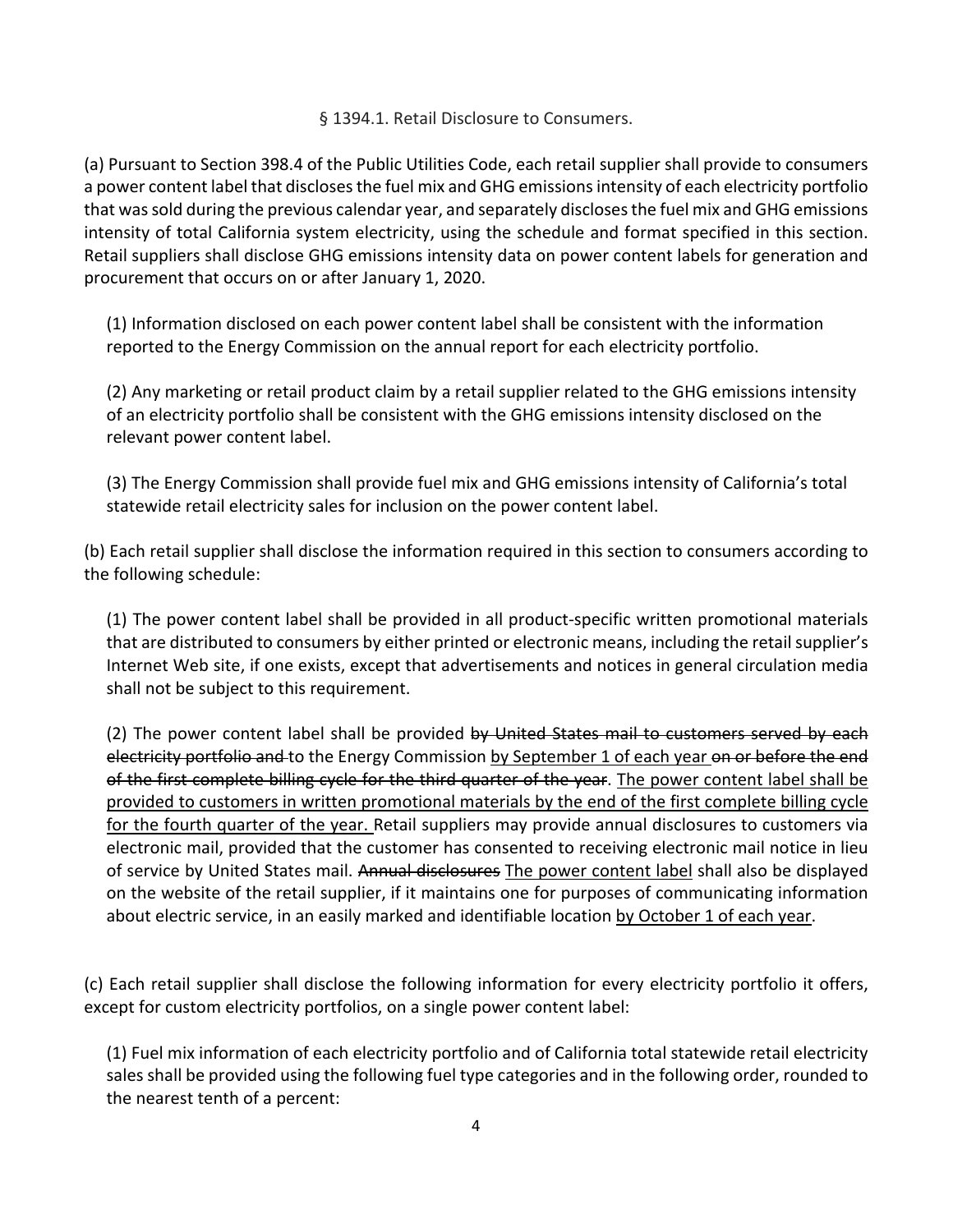§ 1394.1. Retail Disclosure to Consumers.

(a) Pursuant to Section 398.4 of the Public Utilities Code, each retail supplier shall provide to consumers a power content label that discloses the fuel mix and GHG emissions intensity of each electricity portfolio that was sold during the previous calendar year, and separately discloses the fuel mix and GHG emissions intensity of total California system electricity, using the schedule and format specified in this section. Retail suppliers shall disclose GHG emissions intensity data on power content labels for generation and procurement that occurs on or after January 1, 2020.

(1) Information disclosed on each power content label shall be consistent with the information reported to the Energy Commission on the annual report for each electricity portfolio.

(2) Any marketing or retail product claim by a retail supplier related to the GHG emissions intensity of an electricity portfolio shall be consistent with the GHG emissions intensity disclosed on the relevant power content label.

(3) The Energy Commission shall provide fuel mix and GHG emissions intensity of California's total statewide retail electricity sales for inclusion on the power content label.

(b) Each retail supplier shall disclose the information required in this section to consumers according to the following schedule:

(1) The power content label shall be provided in all product-specific written promotional materials that are distributed to consumers by either printed or electronic means, including the retail supplier's Internet Web site, if one exists, except that advertisements and notices in general circulation media shall not be subject to this requirement.

(2) The power content label shall be provided ~~by United States mail to customers served by each electricity portfolio and~~ to the Energy Commission <u>by September 1 of each year</u> ~~on or before the end of the first complete billing cycle for the third quarter of the year~~. <u>The power content label shall be provided to customers in written promotional materials by the end of the first complete billing cycle for the fourth quarter of the year.</u> Retail suppliers may provide annual disclosures to customers via electronic mail, provided that the customer has consented to receiving electronic mail notice in lieu of service by United States mail. ~~Annual disclosures~~ <u>The power content label</u> shall also be displayed on the website of the retail supplier, if it maintains one for purposes of communicating information about electric service, in an easily marked and identifiable location <u>by October 1 of each year</u>.

(c) Each retail supplier shall disclose the following information for every electricity portfolio it offers, except for custom electricity portfolios, on a single power content label:

(1) Fuel mix information of each electricity portfolio and of California total statewide retail electricity sales shall be provided using the following fuel type categories and in the following order, rounded to the nearest tenth of a percent: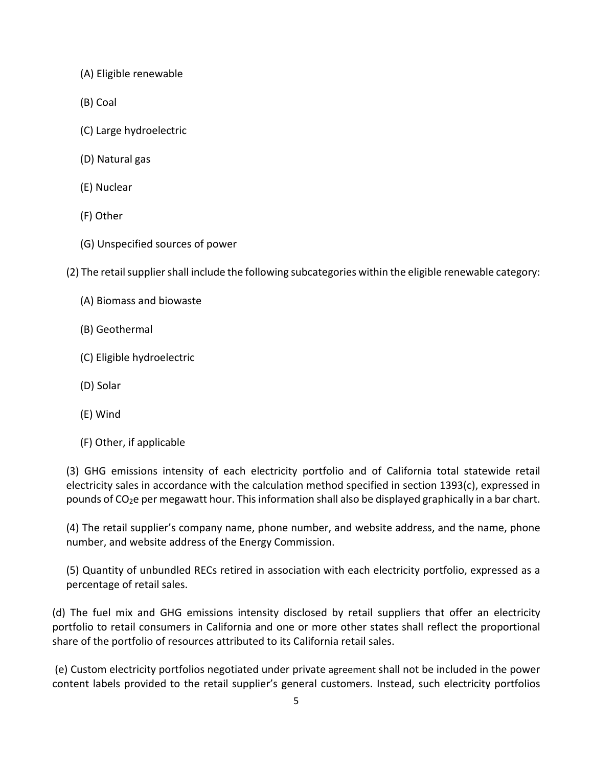(A) Eligible renewable

(B) Coal

(C) Large hydroelectric

(D) Natural gas

(E) Nuclear

(F) Other

(G) Unspecified sources of power

(2) The retail supplier shall include the following subcategories within the eligible renewable category:

(A) Biomass and biowaste

(B) Geothermal

(C) Eligible hydroelectric

(D) Solar

(E) Wind

(F) Other, if applicable

(3) GHG emissions intensity of each electricity portfolio and of California total statewide retail electricity sales in accordance with the calculation method specified in section 1393(c), expressed in pounds of $CO_2e$ per megawatt hour. This information shall also be displayed graphically in a bar chart.

(4) The retail supplier's company name, phone number, and website address, and the name, phone number, and website address of the Energy Commission.

(5) Quantity of unbundled RECs retired in association with each electricity portfolio, expressed as a percentage of retail sales.

(d) The fuel mix and GHG emissions intensity disclosed by retail suppliers that offer an electricity portfolio to retail consumers in California and one or more other states shall reflect the proportional share of the portfolio of resources attributed to its California retail sales.

(e) Custom electricity portfolios negotiated under private agreement shall not be included in the power content labels provided to the retail supplier's general customers. Instead, such electricity portfolios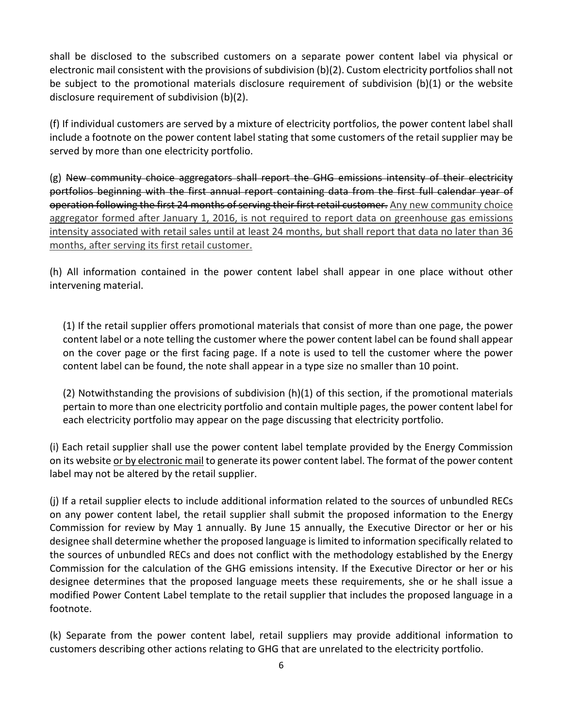shall be disclosed to the subscribed customers on a separate power content label via physical or electronic mail consistent with the provisions of subdivision (b)(2). Custom electricity portfolios shall not be subject to the promotional materials disclosure requirement of subdivision (b)(1) or the website disclosure requirement of subdivision (b)(2).

(f) If individual customers are served by a mixture of electricity portfolios, the power content label shall include a footnote on the power content label stating that some customers of the retail supplier may be served by more than one electricity portfolio.

(g) ~~New community choice aggregators shall report the GHG emissions intensity of their electricity portfolios beginning with the first annual report containing data from the first full calendar year of operation following the first 24 months of serving their first retail customer.~~ <u>Any new community choice aggregator formed after January 1, 2016, is not required to report data on greenhouse gas emissions intensity associated with retail sales until at least 24 months, but shall report that data no later than 36 months, after serving its first retail customer.</u>

(h) All information contained in the power content label shall appear in one place without other intervening material.

(1) If the retail supplier offers promotional materials that consist of more than one page, the power content label or a note telling the customer where the power content label can be found shall appear on the cover page or the first facing page. If a note is used to tell the customer where the power content label can be found, the note shall appear in a type size no smaller than 10 point.

(2) Notwithstanding the provisions of subdivision (h)(1) of this section, if the promotional materials pertain to more than one electricity portfolio and contain multiple pages, the power content label for each electricity portfolio may appear on the page discussing that electricity portfolio.

(i) Each retail supplier shall use the power content label template provided by the Energy Commission on its website <u>or by electronic mail</u> to generate its power content label. The format of the power content label may not be altered by the retail supplier.

(j) If a retail supplier elects to include additional information related to the sources of unbundled RECs on any power content label, the retail supplier shall submit the proposed information to the Energy Commission for review by May 1 annually. By June 15 annually, the Executive Director or her or his designee shall determine whether the proposed language is limited to information specifically related to the sources of unbundled RECs and does not conflict with the methodology established by the Energy Commission for the calculation of the GHG emissions intensity. If the Executive Director or her or his designee determines that the proposed language meets these requirements, she or he shall issue a modified Power Content Label template to the retail supplier that includes the proposed language in a footnote.

(k) Separate from the power content label, retail suppliers may provide additional information to customers describing other actions relating to GHG that are unrelated to the electricity portfolio.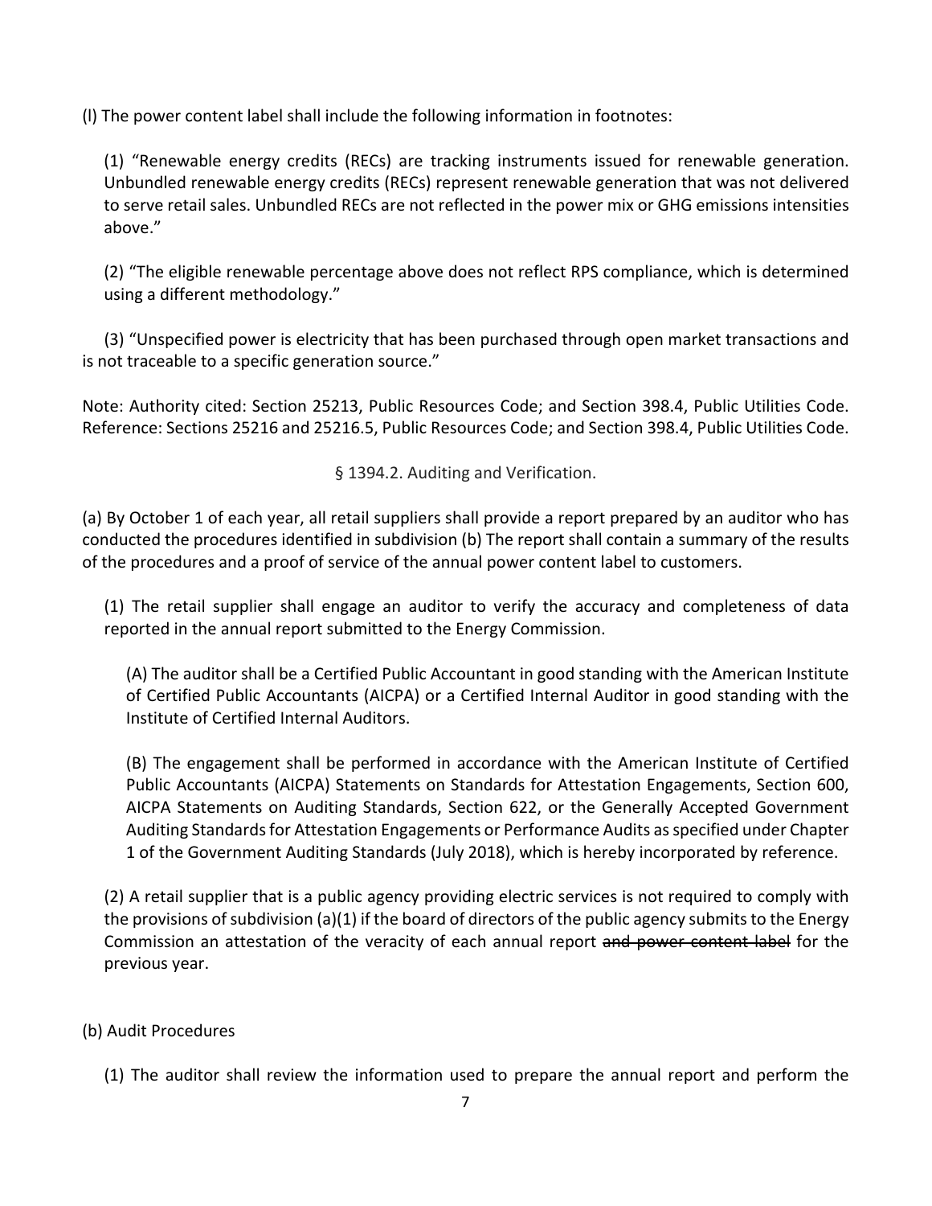(l) The power content label shall include the following information in footnotes:

(1) "Renewable energy credits (RECs) are tracking instruments issued for renewable generation. Unbundled renewable energy credits (RECs) represent renewable generation that was not delivered to serve retail sales. Unbundled RECs are not reflected in the power mix or GHG emissions intensities above."

(2) "The eligible renewable percentage above does not reflect RPS compliance, which is determined using a different methodology."

(3) "Unspecified power is electricity that has been purchased through open market transactions and is not traceable to a specific generation source."

Note: Authority cited: Section 25213, Public Resources Code; and Section 398.4, Public Utilities Code. Reference: Sections 25216 and 25216.5, Public Resources Code; and Section 398.4, Public Utilities Code.

§ 1394.2. Auditing and Verification.

(a) By October 1 of each year, all retail suppliers shall provide a report prepared by an auditor who has conducted the procedures identified in subdivision (b) The report shall contain a summary of the results of the procedures and a proof of service of the annual power content label to customers.

(1) The retail supplier shall engage an auditor to verify the accuracy and completeness of data reported in the annual report submitted to the Energy Commission.

(A) The auditor shall be a Certified Public Accountant in good standing with the American Institute of Certified Public Accountants (AICPA) or a Certified Internal Auditor in good standing with the Institute of Certified Internal Auditors.

(B) The engagement shall be performed in accordance with the American Institute of Certified Public Accountants (AICPA) Statements on Standards for Attestation Engagements, Section 600, AICPA Statements on Auditing Standards, Section 622, or the Generally Accepted Government Auditing Standards for Attestation Engagements or Performance Audits as specified under Chapter 1 of the Government Auditing Standards (July 2018), which is hereby incorporated by reference.

(2) A retail supplier that is a public agency providing electric services is not required to comply with the provisions of subdivision (a)(1) if the board of directors of the public agency submits to the Energy Commission an attestation of the veracity of each annual report ~~and power content label~~ for the previous year.

(b) Audit Procedures

(1) The auditor shall review the information used to prepare the annual report and perform the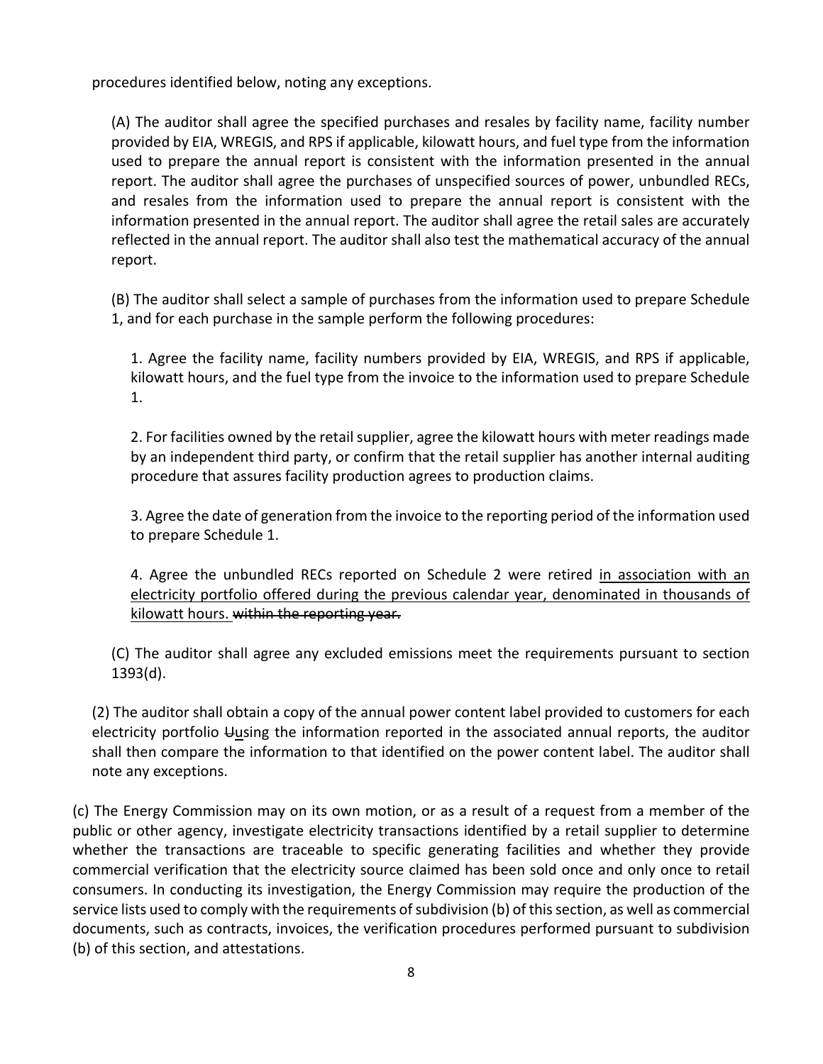procedures identified below, noting any exceptions.

(A) The auditor shall agree the specified purchases and resales by facility name, facility number provided by EIA, WREGIS, and RPS if applicable, kilowatt hours, and fuel type from the information used to prepare the annual report is consistent with the information presented in the annual report. The auditor shall agree the purchases of unspecified sources of power, unbundled RECs, and resales from the information used to prepare the annual report is consistent with the information presented in the annual report. The auditor shall agree the retail sales are accurately reflected in the annual report. The auditor shall also test the mathematical accuracy of the annual report.

(B) The auditor shall select a sample of purchases from the information used to prepare Schedule 1, and for each purchase in the sample perform the following procedures:

1. Agree the facility name, facility numbers provided by EIA, WREGIS, and RPS if applicable, kilowatt hours, and the fuel type from the invoice to the information used to prepare Schedule 1.

2. For facilities owned by the retail supplier, agree the kilowatt hours with meter readings made by an independent third party, or confirm that the retail supplier has another internal auditing procedure that assures facility production agrees to production claims.

3. Agree the date of generation from the invoice to the reporting period of the information used to prepare Schedule 1.

4. Agree the unbundled RECs reported on Schedule 2 were retired <u>in association with an electricity portfolio offered during the previous calendar year, denominated in thousands of kilowatt hours.</u> ~~within the reporting year.~~

(C) The auditor shall agree any excluded emissions meet the requirements pursuant to section 1393(d).

(2) The auditor shall obtain a copy of the annual power content label provided to customers for each electricity portfolio ~~U~~<u>u</u>sing the information reported in the associated annual reports, the auditor shall then compare the information to that identified on the power content label. The auditor shall note any exceptions.

(c) The Energy Commission may on its own motion, or as a result of a request from a member of the public or other agency, investigate electricity transactions identified by a retail supplier to determine whether the transactions are traceable to specific generating facilities and whether they provide commercial verification that the electricity source claimed has been sold once and only once to retail consumers. In conducting its investigation, the Energy Commission may require the production of the service lists used to comply with the requirements of subdivision (b) of this section, as well as commercial documents, such as contracts, invoices, the verification procedures performed pursuant to subdivision (b) of this section, and attestations.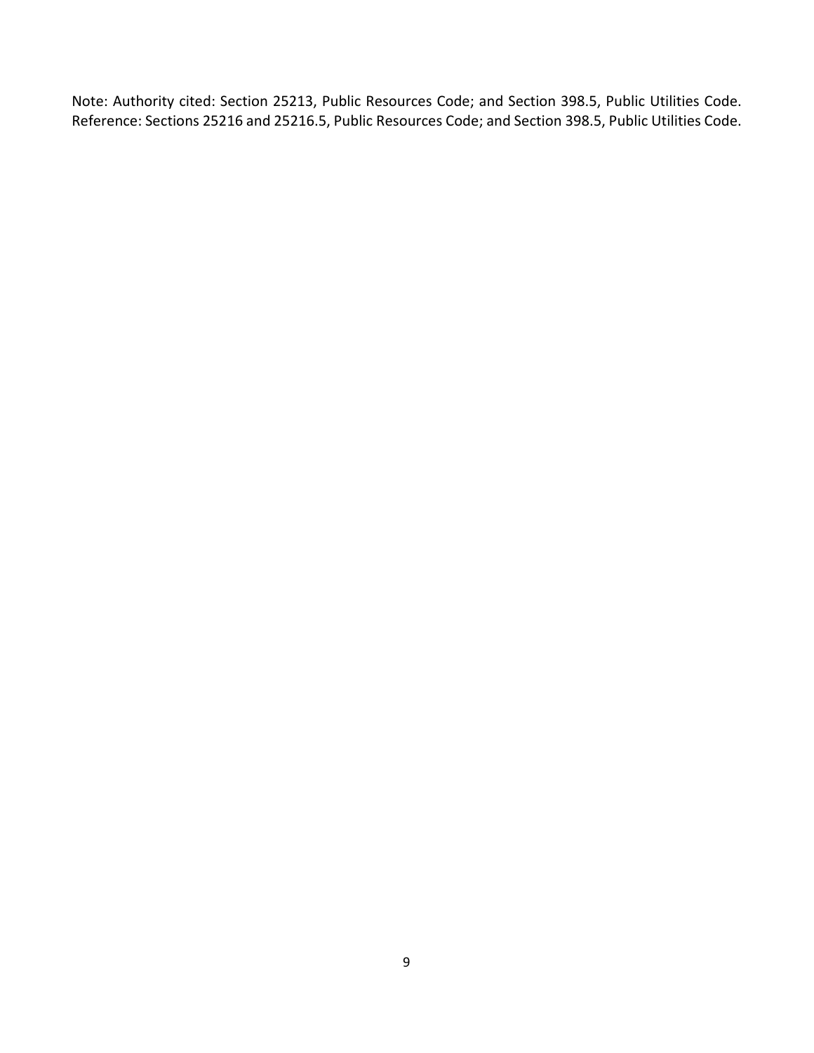Note: Authority cited: Section 25213, Public Resources Code; and Section 398.5, Public Utilities Code. Reference: Sections 25216 and 25216.5, Public Resources Code; and Section 398.5, Public Utilities Code.